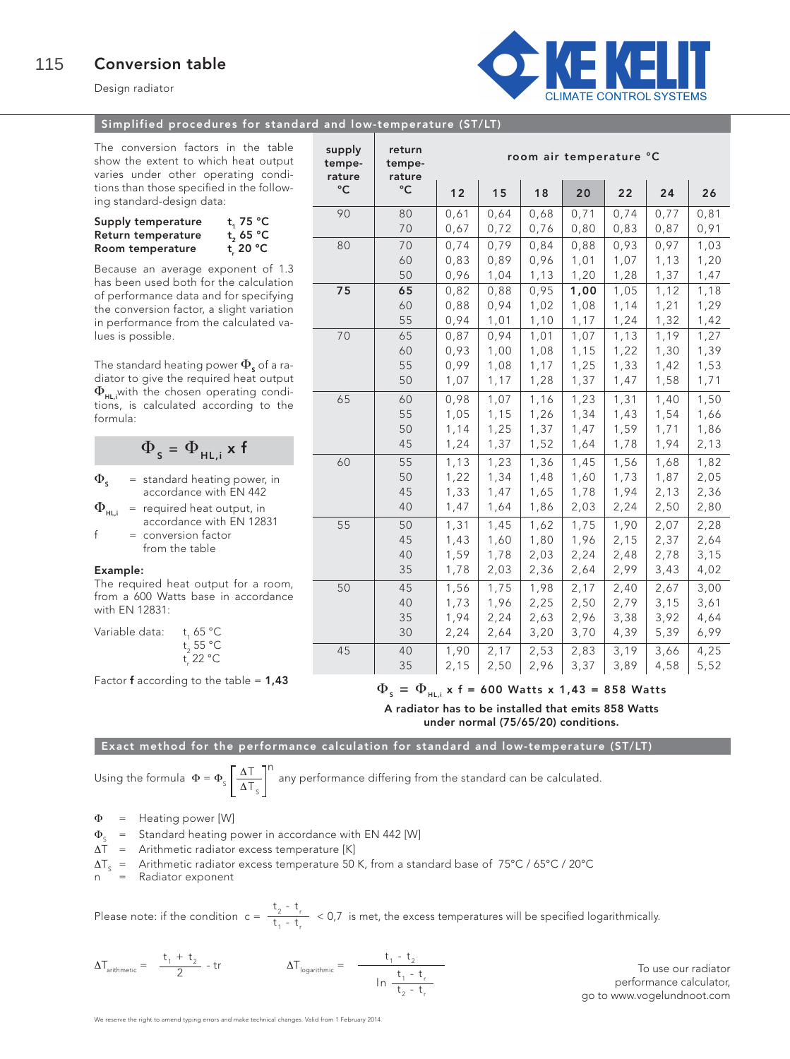# Conversion table

Design radiator

KE KELIT CLIMATE CONTROL SYSTEMS

## Simplified procedures for standard and low-temperature (ST/LT)

The conversion factors in the table show the extent to which heat output varies under other operating conditions than those specified in the following standard-design data:

**Supply temperature** $t_1$ **75 °C**
**Return temperature** $t_2$ **65 °C**
**Room temperature** $t_r$ **20 °C**

Because an average exponent of 1.3 has been used both for the calculation of performance data and for specifying the conversion factor, a slight variation in performance from the calculated values is possible.

The standard heating power $\Phi_s$ of a radiator to give the required heat output $\Phi_{HL,i}$ with the chosen operating conditions, is calculated according to the formula:

$$\Phi_s = \Phi_{HL,i} \text{ x } f$$

$\Phi_s$ = standard heating power, in accordance with EN 442

$\Phi_{HL,i}$ = required heat output, in accordance with EN 12831

f = conversion factor from the table

**Example:**
The required heat output for a room, from a 600 Watts base in accordance with EN 12831:

Variable data: $t_1$ 65 °C
$t_2$ 55 °C
$t_r$ 22 °C

Factor **f** according to the table = **1,43**

| supply temperature °C | return temperature °C | room air temperature °C | | | | | | |
|---|---|---|---|---|---|---|---|---|
| | | 12 | 15 | 18 | 20 | 22 | 24 | 26 |
| 90 | 80 | 0,61 | 0,64 | 0,68 | 0,71 | 0,74 | 0,77 | 0,81 |
| | 70 | 0,67 | 0,72 | 0,76 | 0,80 | 0,83 | 0,87 | 0,91 |
| 80 | 70 | 0,74 | 0,79 | 0,84 | 0,88 | 0,93 | 0,97 | 1,03 |
| | 60 | 0,83 | 0,89 | 0,96 | 1,01 | 1,07 | 1,13 | 1,20 |
| | 50 | 0,96 | 1,04 | 1,13 | 1,20 | 1,28 | 1,37 | 1,47 |
| **75** | **65** | 0,82 | 0,88 | 0,95 | **1,00** | 1,05 | 1,12 | 1,18 |
| | 60 | 0,88 | 0,94 | 1,02 | 1,08 | 1,14 | 1,21 | 1,29 |
| | 55 | 0,94 | 1,01 | 1,10 | 1,17 | 1,24 | 1,32 | 1,42 |
| 70 | 65 | 0,87 | 0,94 | 1,01 | 1,07 | 1,13 | 1,19 | 1,27 |
| | 60 | 0,93 | 1,00 | 1,08 | 1,15 | 1,22 | 1,30 | 1,39 |
| | 55 | 0,99 | 1,08 | 1,17 | 1,25 | 1,33 | 1,42 | 1,53 |
| | 50 | 1,07 | 1,17 | 1,28 | 1,37 | 1,47 | 1,58 | 1,71 |
| 65 | 60 | 0,98 | 1,07 | 1,16 | 1,23 | 1,31 | 1,40 | 1,50 |
| | 55 | 1,05 | 1,15 | 1,26 | 1,34 | 1,43 | 1,54 | 1,66 |
| | 50 | 1,14 | 1,25 | 1,37 | 1,47 | 1,59 | 1,71 | 1,86 |
| | 45 | 1,24 | 1,37 | 1,52 | 1,64 | 1,78 | 1,94 | 2,13 |
| 60 | 55 | 1,13 | 1,23 | 1,36 | 1,45 | 1,56 | 1,68 | 1,82 |
| | 50 | 1,22 | 1,34 | 1,48 | 1,60 | 1,73 | 1,87 | 2,05 |
| | 45 | 1,33 | 1,47 | 1,65 | 1,78 | 1,94 | 2,13 | 2,36 |
| | 40 | 1,47 | 1,64 | 1,86 | 2,03 | 2,24 | 2,50 | 2,80 |
| 55 | 50 | 1,31 | 1,45 | 1,62 | 1,75 | 1,90 | 2,07 | 2,28 |
| | 45 | 1,43 | 1,60 | 1,80 | 1,96 | 2,15 | 2,37 | 2,64 |
| | 40 | 1,59 | 1,78 | 2,03 | 2,24 | 2,48 | 2,78 | 3,15 |
| | 35 | 1,78 | 2,03 | 2,36 | 2,64 | 2,99 | 3,43 | 4,02 |
| 50 | 45 | 1,56 | 1,75 | 1,98 | 2,17 | 2,40 | 2,67 | 3,00 |
| | 40 | 1,73 | 1,96 | 2,25 | 2,50 | 2,79 | 3,15 | 3,61 |
| | 35 | 1,94 | 2,24 | 2,63 | 2,96 | 3,38 | 3,92 | 4,64 |
| | 30 | 2,24 | 2,64 | 3,20 | 3,70 | 4,39 | 5,39 | 6,99 |
| 45 | 40 | 1,90 | 2,17 | 2,53 | 2,83 | 3,19 | 3,66 | 4,25 |
| | 35 | 2,15 | 2,50 | 2,96 | 3,37 | 3,89 | 4,58 | 5,52 |

$$\Phi_s = \Phi_{HL,i} \text{ x f} = 600 \text{ Watts x } 1{,}43 = 858 \text{ Watts}$$

**A radiator has to be installed that emits 858 Watts under normal (75/65/20) conditions.**

## Exact method for the performance calculation for standard and low-temperature (ST/LT)

Using the formula $\Phi = \Phi_S \left[\frac{\Delta T}{\Delta T_S}\right]^n$ any performance differing from the standard can be calculated.

$\Phi$ = Heating power [W]
$\Phi_S$ = Standard heating power in accordance with EN 442 [W]
$\Delta T$ = Arithmetic radiator excess temperature [K]
$\Delta T_S$ = Arithmetic radiator excess temperature 50 K, from a standard base of 75°C / 65°C / 20°C
n = Radiator exponent

Please note: if the condition $c = \frac{t_2 - t_r}{t_1 - t_r} < 0{,}7$ is met, the excess temperatures will be specified logarithmically.

$$\Delta T_{arithmetic} = \frac{t_1 + t_2}{2} - tr \qquad \Delta T_{logarithmic} = \frac{t_1 - t_2}{\ln \frac{t_1 - t_r}{t_2 - t_r}}$$

To use our radiator performance calculator, go to www.vogelundnoot.com

We reserve the right to amend typing errors and make technical changes. Valid from 1 February 2014.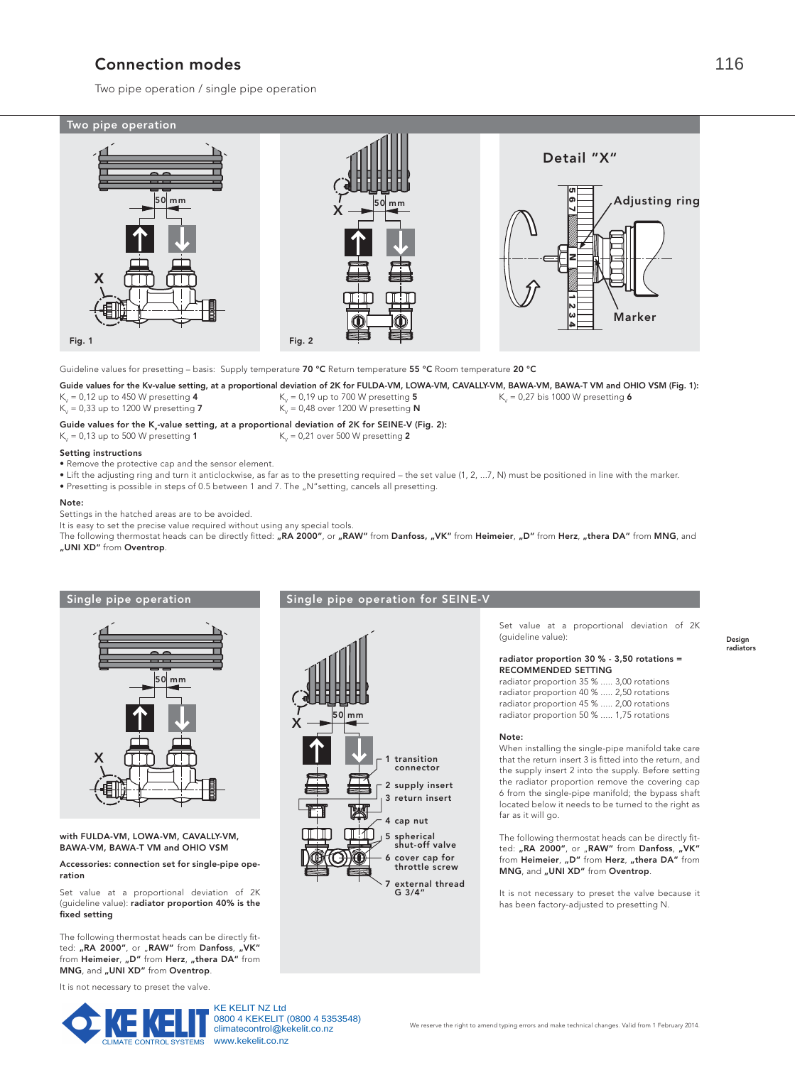# Connection modes

Two pipe operation / single pipe operation

## Two pipe operation

50 mm

X

Fig. 1

50 mm

X

Fig. 2

Detail "X"

Adjusting ring

Marker

Guideline values for presetting – basis: Supply temperature **70 °C** Return temperature **55 °C** Room temperature **20 °C**

**Guide values for the Kv-value setting, at a proportional deviation of 2K for FULDA-VM, LOWA-VM, CAVALLY-VM, BAWA-VM, BAWA-T VM and OHIO VSM (Fig. 1):**

$K_v$ = 0,12 up to 450 W presetting **4**
$K_v$ = 0,19 up to 700 W presetting **5**
$K_v$ = 0,27 bis 1000 W presetting **6**
$K_v$ = 0,33 up to 1200 W presetting **7**
$K_v$ = 0,48 over 1200 W presetting **N**

**Guide values for the $K_v$-value setting, at a proportional deviation of 2K for SEINE-V (Fig. 2):**

$K_v$ = 0,13 up to 500 W presetting **1**
$K_v$ = 0,21 over 500 W presetting **2**

**Setting instructions**

- Remove the protective cap and the sensor element.
- Lift the adjusting ring and turn it anticlockwise, as far as to the presetting required – the set value (1, 2, ...7, N) must be positioned in line with the marker.
- Presetting is possible in steps of 0.5 between 1 and 7. The „N"setting, cancels all presetting.

**Note:**

Settings in the hatched areas are to be avoided.
It is easy to set the precise value required without using any special tools.
The following thermostat heads can be directly fitted: **„RA 2000"**, or **„RAW"** from **Danfoss**, **„VK"** from **Heimeier**, **„D"** from **Herz**, **„thera DA"** from **MNG**, and **„UNI XD"** from **Oventrop**.

## Single pipe operation

50 mm

X

**with FULDA-VM, LOWA-VM, CAVALLY-VM, BAWA-VM, BAWA-T VM and OHIO VSM**

**Accessories: connection set for single-pipe operation**

Set value at a proportional deviation of 2K (guideline value): **radiator proportion 40% is the fixed setting**

The following thermostat heads can be directly fitted: **„RA 2000"**, or **„RAW"** from **Danfoss**, **„VK"** from **Heimeier**, **„D"** from **Herz**, **„thera DA"** from **MNG**, and **„UNI XD"** from **Oventrop**.

It is not necessary to preset the valve.

## Single pipe operation for SEINE-V

50 mm

X

1 transition connector
2 supply insert
3 return insert
4 cap nut
5 spherical shut-off valve
6 cover cap for throttle screw
7 external thread G 3/4"

Set value at a proportional deviation of 2K (guideline value):

**radiator proportion 30 % - 3,50 rotations = RECOMMENDED SETTING**

radiator proportion 35 % ..... 3,00 rotations
radiator proportion 40 % ..... 2,50 rotations
radiator proportion 45 % ..... 2,00 rotations
radiator proportion 50 % ..... 1,75 rotations

**Note:**

When installing the single-pipe manifold take care that the return insert 3 is fitted into the return, and the supply insert 2 into the supply. Before setting the radiator proportion remove the covering cap 6 from the single-pipe manifold; the bypass shaft located below it needs to be turned to the right as far as it will go.

The following thermostat heads can be directly fitted: **„RA 2000"**, or **„RAW"** from **Danfoss**, **„VK"** from **Heimeier**, **„D"** from **Herz**, **„thera DA"** from **MNG**, and **„UNI XD"** from **Oventrop**.

It is not necessary to preset the valve because it has been factory-adjusted to presetting N.

KE KELIT NZ Ltd
0800 4 KEKELIT (0800 4 5353548)
climatecontrol@kekelit.co.nz
www.kekelit.co.nz

We reserve the right to amend typing errors and make technical changes. Valid from 1 February 2014.